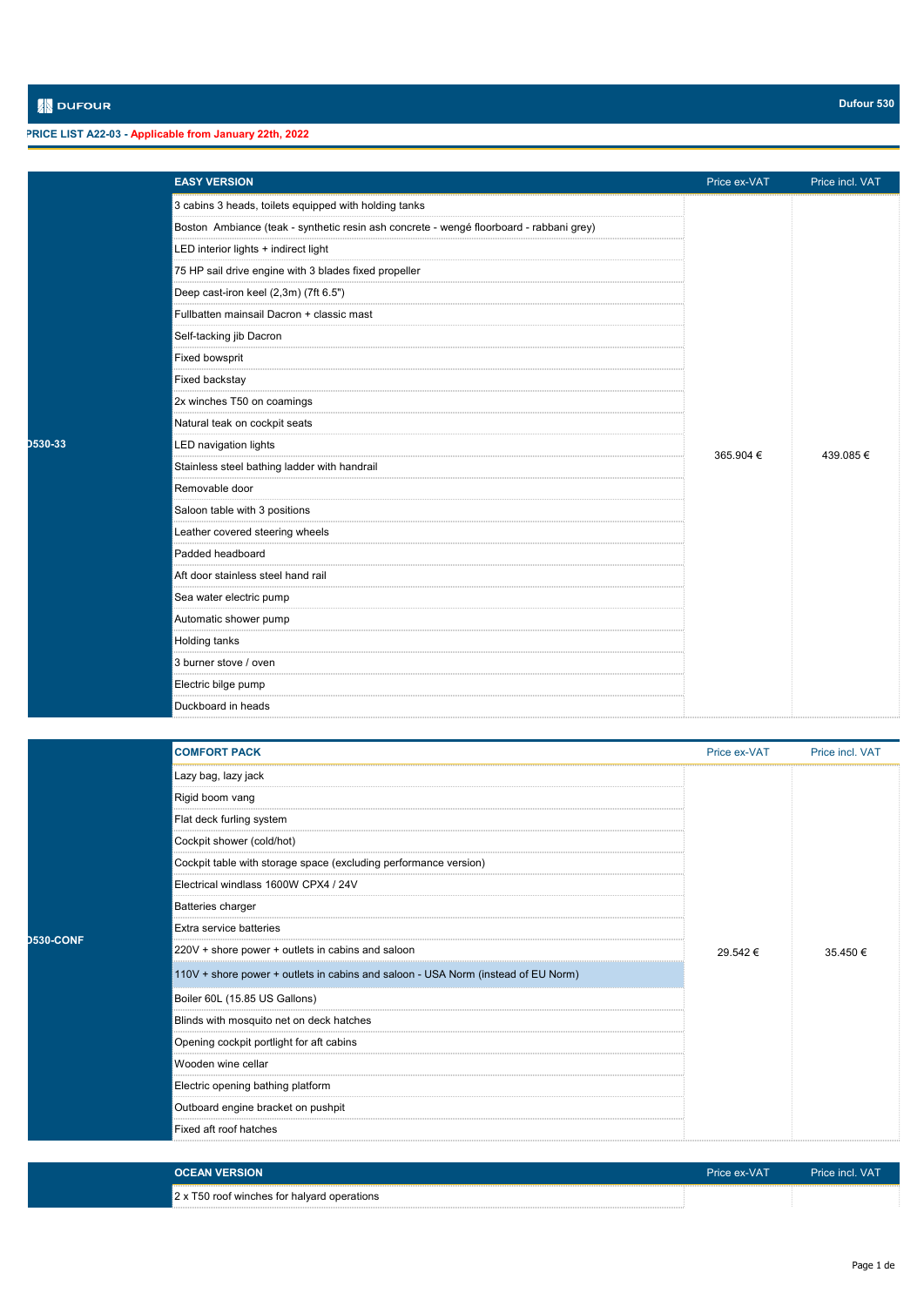DUFOUR

**Dufour 530**

**PRICE LIST A22-03 - Applicable from January 22th, 2022**

| | EASY VERSION | Price ex-VAT | Price incl. VAT |
|---|---|---|---|
| D530-33 | 3 cabins 3 heads, toilets equipped with holding tanks | 365.904 € | 439.085 € |
| | Boston Ambiance (teak - synthetic resin ash concrete - wengé floorboard - rabbani grey) | | |
| | LED interior lights + indirect light | | |
| | 75 HP sail drive engine with 3 blades fixed propeller | | |
| | Deep cast-iron keel (2,3m) (7ft 6.5") | | |
| | Fullbatten mainsail Dacron + classic mast | | |
| | Self-tacking jib Dacron | | |
| | Fixed bowsprit | | |
| | Fixed backstay | | |
| | 2x winches T50 on coamings | | |
| | Natural teak on cockpit seats | | |
| | LED navigation lights | | |
| | Stainless steel bathing ladder with handrail | | |
| | Removable door | | |
| | Saloon table with 3 positions | | |
| | Leather covered steering wheels | | |
| | Padded headboard | | |
| | Aft door stainless steel hand rail | | |
| | Sea water electric pump | | |
| | Automatic shower pump | | |
| | Holding tanks | | |
| | 3 burner stove / oven | | |
| | Electric bilge pump | | |
| | Duckboard in heads | | |

| | COMFORT PACK | Price ex-VAT | Price incl. VAT |
|---|---|---|---|
| D530-CONF | Lazy bag, lazy jack | 29.542 € | 35.450 € |
| | Rigid boom vang | | |
| | Flat deck furling system | | |
| | Cockpit shower (cold/hot) | | |
| | Cockpit table with storage space (excluding performance version) | | |
| | Electrical windlass 1600W CPX4 / 24V | | |
| | Batteries charger | | |
| | Extra service batteries | | |
| | 220V + shore power + outlets in cabins and saloon | | |
| | 110V + shore power + outlets in cabins and saloon - USA Norm (instead of EU Norm) | | |
| | Boiler 60L (15.85 US Gallons) | | |
| | Blinds with mosquito net on deck hatches | | |
| | Opening cockpit portlight for aft cabins | | |
| | Wooden wine cellar | | |
| | Electric opening bathing platform | | |
| | Outboard engine bracket on pushpit | | |
| | Fixed aft roof hatches | | |

| | OCEAN VERSION | Price ex-VAT | Price incl. VAT |
|---|---|---|---|
| | 2 x T50 roof winches for halyard operations | | |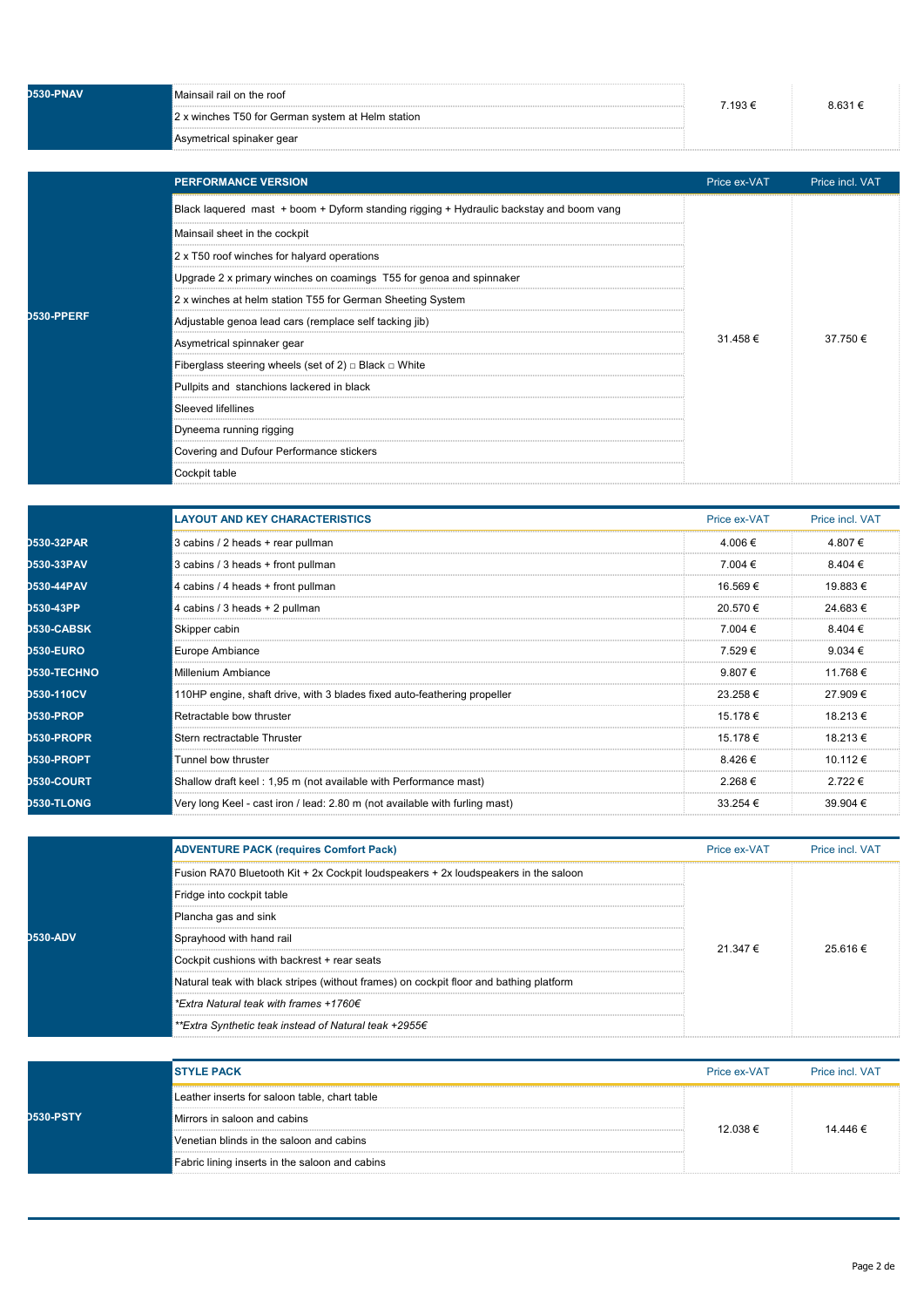| D530-PNAV | Mainsail rail on the roof<br>2 x winches T50 for German system at Helm station<br>Asymetrical spinaker gear | 7.193 € | 8.631 € |
|---|---|---|---|

| | PERFORMANCE VERSION | Price ex-VAT | Price incl. VAT |
|---|---|---|---|
| D530-PPERF | Black laquered mast + boom + Dyform standing rigging + Hydraulic backstay and boom vang<br>Mainsail sheet in the cockpit<br>2 x T50 roof winches for halyard operations<br>Upgrade 2 x primary winches on coamings T55 for genoa and spinnaker<br>2 x winches at helm station T55 for German Sheeting System<br>Adjustable genoa lead cars (remplace self tacking jib)<br>Asymetrical spinnaker gear<br>Fiberglass steering wheels (set of 2) □ Black □ White<br>Pullpits and stanchions lackered in black<br>Sleeved lifellines<br>Dyneema running rigging<br>Covering and Dufour Performance stickers<br>Cockpit table | 31.458 € | 37.750 € |

| | LAYOUT AND KEY CHARACTERISTICS | Price ex-VAT | Price incl. VAT |
|---|---|---|---|
| D530-32PAR | 3 cabins / 2 heads + rear pullman | 4.006 € | 4.807 € |
| D530-33PAV | 3 cabins / 3 heads + front pullman | 7.004 € | 8.404 € |
| D530-44PAV | 4 cabins / 4 heads + front pullman | 16.569 € | 19.883 € |
| D530-43PP | 4 cabins / 3 heads + 2 pullman | 20.570 € | 24.683 € |
| D530-CABSK | Skipper cabin | 7.004 € | 8.404 € |
| D530-EURO | Europe Ambiance | 7.529 € | 9.034 € |
| D530-TECHNO | Millenium Ambiance | 9.807 € | 11.768 € |
| D530-110CV | 110HP engine, shaft drive, with 3 blades fixed auto-feathering propeller | 23.258 € | 27.909 € |
| D530-PROP | Retractable bow thruster | 15.178 € | 18.213 € |
| D530-PROPR | Stern rectractable Thruster | 15.178 € | 18.213 € |
| D530-PROPT | Tunnel bow thruster | 8.426 € | 10.112 € |
| D530-COURT | Shallow draft keel : 1,95 m (not available with Performance mast) | 2.268 € | 2.722 € |
| D530-TLONG | Very long Keel - cast iron / lead: 2.80 m (not available with furling mast) | 33.254 € | 39.904 € |

| | ADVENTURE PACK (requires Comfort Pack) | Price ex-VAT | Price incl. VAT |
|---|---|---|---|
| D530-ADV | Fusion RA70 Bluetooth Kit + 2x Cockpit loudspeakers + 2x loudspeakers in the saloon<br>Fridge into cockpit table<br>Plancha gas and sink<br>Sprayhood with hand rail<br>Cockpit cushions with backrest + rear seats<br>Natural teak with black stripes (without frames) on cockpit floor and bathing platform<br>*\*Extra Natural teak with frames +1760€*<br>*\*\*Extra Synthetic teak instead of Natural teak +2955€* | 21.347 € | 25.616 € |

| | STYLE PACK | Price ex-VAT | Price incl. VAT |
|---|---|---|---|
| D530-PSTY | Leather inserts for saloon table, chart table<br>Mirrors in saloon and cabins<br>Venetian blinds in the saloon and cabins<br>Fabric lining inserts in the saloon and cabins | 12.038 € | 14.446 € |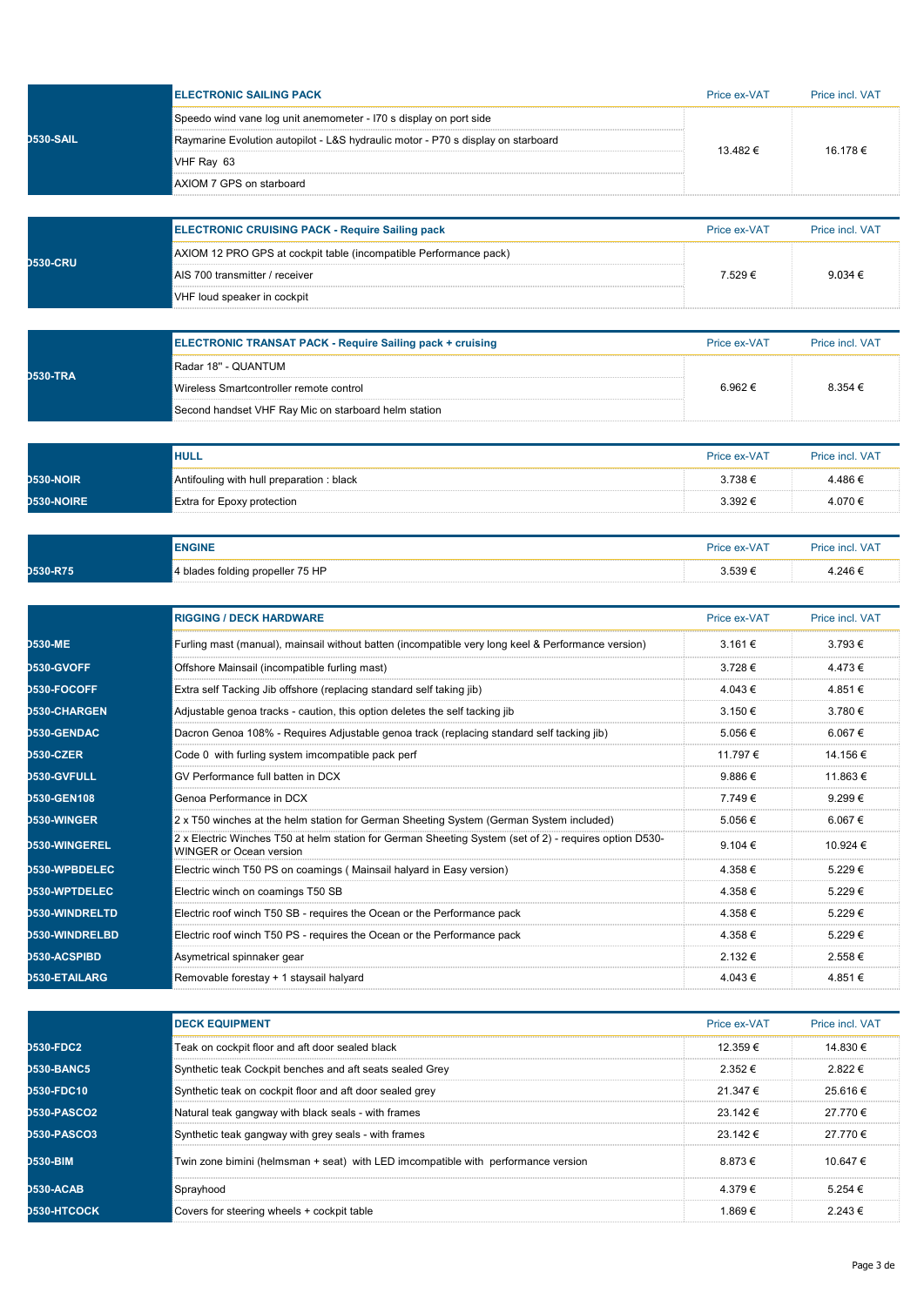| | ELECTRONIC SAILING PACK | Price ex-VAT | Price incl. VAT |
|---|---|---|---|
| D530-SAIL | Speedo wind vane log unit anemometer - I70 s display on port side<br>Raymarine Evolution autopilot - L&S hydraulic motor - P70 s display on starboard<br>VHF Ray 63<br>AXIOM 7 GPS on starboard | 13.482 € | 16.178 € |

| | ELECTRONIC CRUISING PACK - Require Sailing pack | Price ex-VAT | Price incl. VAT |
|---|---|---|---|
| D530-CRU | AXIOM 12 PRO GPS at cockpit table (incompatible Performance pack)<br>AIS 700 transmitter / receiver<br>VHF loud speaker in cockpit | 7.529 € | 9.034 € |

| | ELECTRONIC TRANSAT PACK - Require Sailing pack + cruising | Price ex-VAT | Price incl. VAT |
|---|---|---|---|
| D530-TRA | Radar 18'' - QUANTUM<br>Wireless Smartcontroller remote control<br>Second handset VHF Ray Mic on starboard helm station | 6.962 € | 8.354 € |

| | HULL | Price ex-VAT | Price incl. VAT |
|---|---|---|---|
| D530-NOIR | Antifouling with hull preparation : black | 3.738 € | 4.486 € |
| D530-NOIRE | Extra for Epoxy protection | 3.392 € | 4.070 € |

| | ENGINE | Price ex-VAT | Price incl. VAT |
|---|---|---|---|
| D530-R75 | 4 blades folding propeller 75 HP | 3.539 € | 4.246 € |

| | RIGGING / DECK HARDWARE | Price ex-VAT | Price incl. VAT |
|---|---|---|---|
| D530-ME | Furling mast (manual), mainsail without batten (incompatible very long keel & Performance version) | 3.161 € | 3.793 € |
| D530-GVOFF | Offshore Mainsail (incompatible furling mast) | 3.728 € | 4.473 € |
| D530-FOCOFF | Extra self Tacking Jib offshore (replacing standard self taking jib) | 4.043 € | 4.851 € |
| D530-CHARGEN | Adjustable genoa tracks - caution, this option deletes the self tacking jib | 3.150 € | 3.780 € |
| D530-GENDAC | Dacron Genoa 108% - Requires Adjustable genoa track (replacing standard self tacking jib) | 5.056 € | 6.067 € |
| D530-CZER | Code 0 with furling system imcompatible pack perf | 11.797 € | 14.156 € |
| D530-GVFULL | GV Performance full batten in DCX | 9.886 € | 11.863 € |
| D530-GEN108 | Genoa Performance in DCX | 7.749 € | 9.299 € |
| D530-WINGER | 2 x T50 winches at the helm station for German Sheeting System (German System included) | 5.056 € | 6.067 € |
| D530-WINGEREL | 2 x Electric Winches T50 at helm station for German Sheeting System (set of 2) - requires option D530-WINGER or Ocean version | 9.104 € | 10.924 € |
| D530-WPBDELEC | Electric winch T50 PS on coamings ( Mainsail halyard in Easy version) | 4.358 € | 5.229 € |
| D530-WPTDELEC | Electric winch on coamings T50 SB | 4.358 € | 5.229 € |
| D530-WINDRELTD | Electric roof winch T50 SB - requires the Ocean or the Performance pack | 4.358 € | 5.229 € |
| D530-WINDRELBD | Electric roof winch T50 PS - requires the Ocean or the Performance pack | 4.358 € | 5.229 € |
| D530-ACSPIBD | Asymetrical spinnaker gear | 2.132 € | 2.558 € |
| D530-ETAILARG | Removable forestay + 1 staysail halyard | 4.043 € | 4.851 € |

| | DECK EQUIPMENT | Price ex-VAT | Price incl. VAT |
|---|---|---|---|
| D530-FDC2 | Teak on cockpit floor and aft door sealed black | 12.359 € | 14.830 € |
| D530-BANC5 | Synthetic teak Cockpit benches and aft seats sealed Grey | 2.352 € | 2.822 € |
| D530-FDC10 | Synthetic teak on cockpit floor and aft door sealed grey | 21.347 € | 25.616 € |
| D530-PASCO2 | Natural teak gangway with black seals - with frames | 23.142 € | 27.770 € |
| D530-PASCO3 | Synthetic teak gangway with grey seals - with frames | 23.142 € | 27.770 € |
| D530-BIM | Twin zone bimini (helmsman + seat) with LED imcompatible with performance version | 8.873 € | 10.647 € |
| D530-ACAB | Sprayhood | 4.379 € | 5.254 € |
| D530-HTCOCK | Covers for steering wheels + cockpit table | 1.869 € | 2.243 € |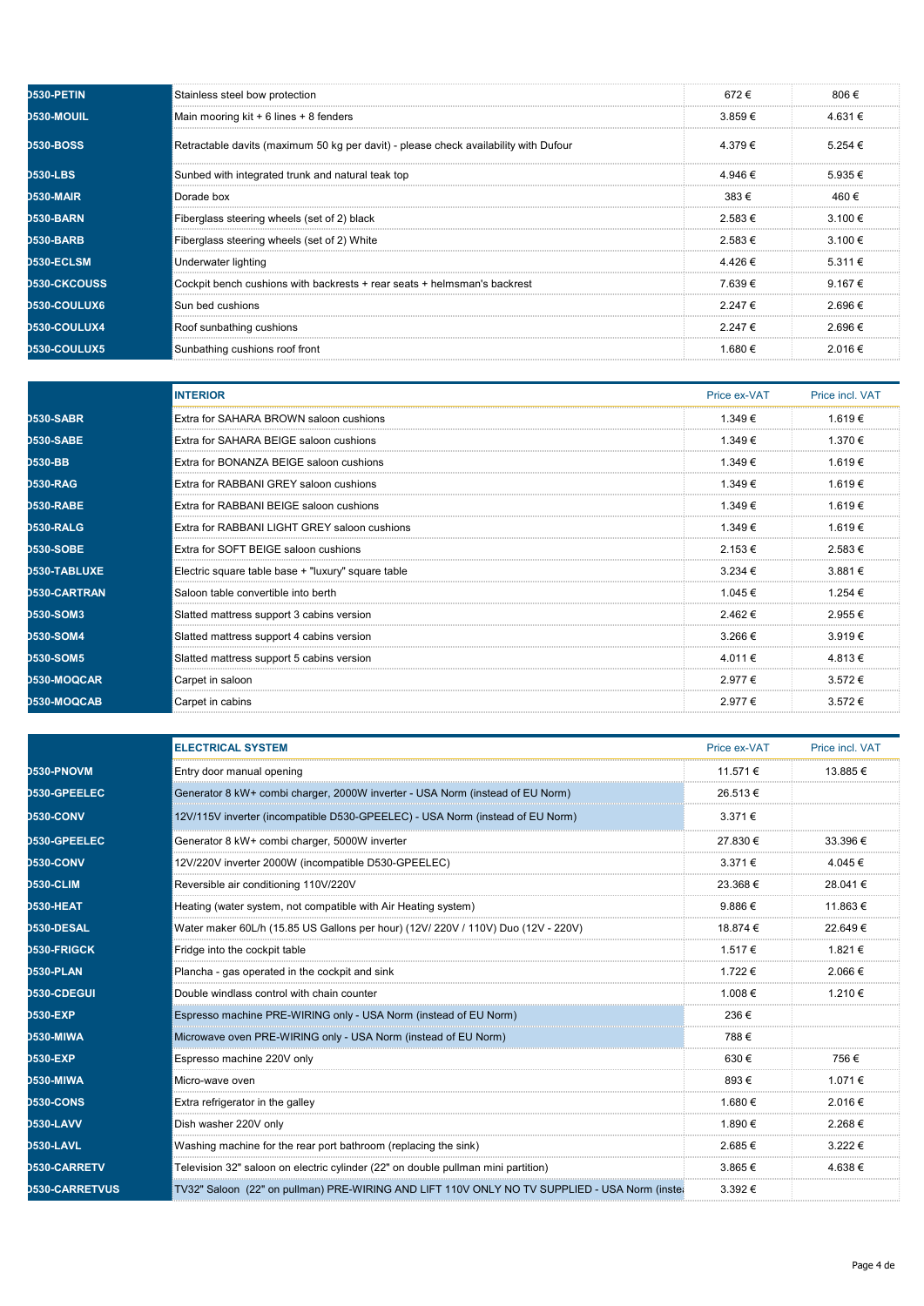| | | | |
|---|---|---|---|
| D530-PETIN | Stainless steel bow protection | 672 € | 806 € |
| D530-MOUIL | Main mooring kit + 6 lines + 8 fenders | 3.859 € | 4.631 € |
| D530-BOSS | Retractable davits (maximum 50 kg per davit) - please check availability with Dufour | 4.379 € | 5.254 € |
| D530-LBS | Sunbed with integrated trunk and natural teak top | 4.946 € | 5.935 € |
| D530-MAIR | Dorade box | 383 € | 460 € |
| D530-BARN | Fiberglass steering wheels (set of 2) black | 2.583 € | 3.100 € |
| D530-BARB | Fiberglass steering wheels (set of 2) White | 2.583 € | 3.100 € |
| D530-ECLSM | Underwater lighting | 4.426 € | 5.311 € |
| D530-CKCOUSS | Cockpit bench cushions with backrests + rear seats + helmsman's backrest | 7.639 € | 9.167 € |
| D530-COULUX6 | Sun bed cushions | 2.247 € | 2.696 € |
| D530-COULUX4 | Roof sunbathing cushions | 2.247 € | 2.696 € |
| D530-COULUX5 | Sunbathing cushions roof front | 1.680 € | 2.016 € |

| | INTERIOR | Price ex-VAT | Price incl. VAT |
|---|---|---|---|
| D530-SABR | Extra for SAHARA BROWN saloon cushions | 1.349 € | 1.619 € |
| D530-SABE | Extra for SAHARA BEIGE saloon cushions | 1.349 € | 1.370 € |
| D530-BB | Extra for BONANZA BEIGE saloon cushions | 1.349 € | 1.619 € |
| D530-RAG | Extra for RABBANI GREY saloon cushions | 1.349 € | 1.619 € |
| D530-RABE | Extra for RABBANI BEIGE saloon cushions | 1.349 € | 1.619 € |
| D530-RALG | Extra for RABBANI LIGHT GREY saloon cushions | 1.349 € | 1.619 € |
| D530-SOBE | Extra for SOFT BEIGE saloon cushions | 2.153 € | 2.583 € |
| D530-TABLUXE | Electric square table base + "luxury" square table | 3.234 € | 3.881 € |
| D530-CARTRAN | Saloon table convertible into berth | 1.045 € | 1.254 € |
| D530-SOM3 | Slatted mattress support 3 cabins version | 2.462 € | 2.955 € |
| D530-SOM4 | Slatted mattress support 4 cabins version | 3.266 € | 3.919 € |
| D530-SOM5 | Slatted mattress support 5 cabins version | 4.011 € | 4.813 € |
| D530-MOQCAR | Carpet in saloon | 2.977 € | 3.572 € |
| D530-MOQCAB | Carpet in cabins | 2.977 € | 3.572 € |

| | ELECTRICAL SYSTEM | Price ex-VAT | Price incl. VAT |
|---|---|---|---|
| D530-PNOVM | Entry door manual opening | 11.571 € | 13.885 € |
| D530-GPEELEC | Generator 8 kW+ combi charger, 2000W inverter - USA Norm (instead of EU Norm) | 26.513 € | |
| D530-CONV | 12V/115V inverter (incompatible D530-GPEELEC) - USA Norm (instead of EU Norm) | 3.371 € | |
| D530-GPEELEC | Generator 8 kW+ combi charger, 5000W inverter | 27.830 € | 33.396 € |
| D530-CONV | 12V/220V inverter 2000W (incompatible D530-GPEELEC) | 3.371 € | 4.045 € |
| D530-CLIM | Reversible air conditioning 110V/220V | 23.368 € | 28.041 € |
| D530-HEAT | Heating (water system, not compatible with Air Heating system) | 9.886 € | 11.863 € |
| D530-DESAL | Water maker 60L/h (15.85 US Gallons per hour) (12V/ 220V / 110V) Duo (12V - 220V) | 18.874 € | 22.649 € |
| D530-FRIGCK | Fridge into the cockpit table | 1.517 € | 1.821 € |
| D530-PLAN | Plancha - gas operated in the cockpit and sink | 1.722 € | 2.066 € |
| D530-CDEGUI | Double windlass control with chain counter | 1.008 € | 1.210 € |
| D530-EXP | Espresso machine PRE-WIRING only - USA Norm (instead of EU Norm) | 236 € | |
| D530-MIWA | Microwave oven PRE-WIRING only - USA Norm (instead of EU Norm) | 788 € | |
| D530-EXP | Espresso machine 220V only | 630 € | 756 € |
| D530-MIWA | Micro-wave oven | 893 € | 1.071 € |
| D530-CONS | Extra refrigerator in the galley | 1.680 € | 2.016 € |
| D530-LAVV | Dish washer 220V only | 1.890 € | 2.268 € |
| D530-LAVL | Washing machine for the rear port bathroom (replacing the sink) | 2.685 € | 3.222 € |
| D530-CARRETV | Television 32" saloon on electric cylinder (22" on double pullman mini partition) | 3.865 € | 4.638 € |
| D530-CARRETVUS | TV32" Saloon (22" on pullman) PRE-WIRING AND LIFT 110V ONLY NO TV SUPPLIED - USA Norm (instea | 3.392 € | |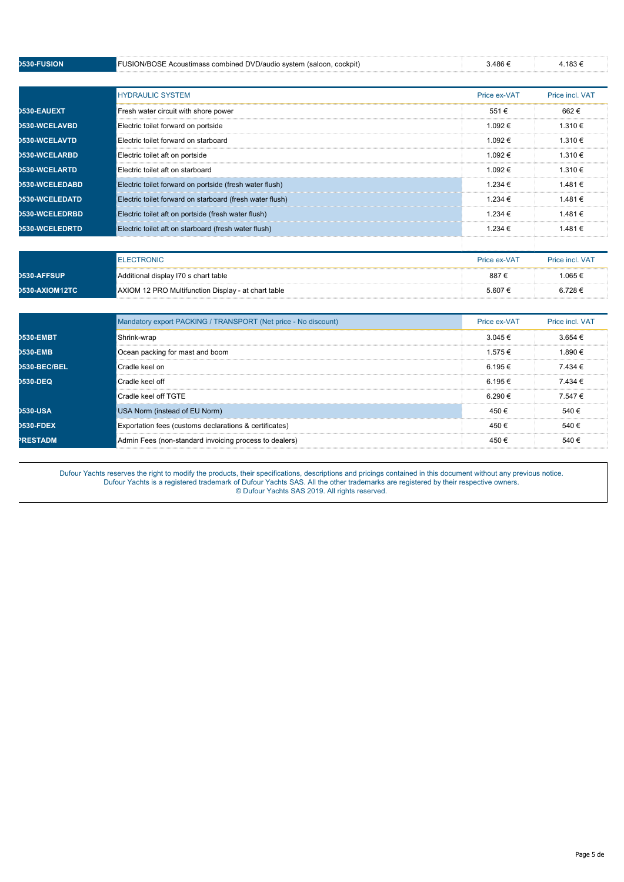| | | | |
|---|---|---|---|
| D530-FUSION | FUSION/BOSE Acoustimass combined DVD/audio system (saloon, cockpit) | 3.486 € | 4.183 € |

| | HYDRAULIC SYSTEM | Price ex-VAT | Price incl. VAT |
|---|---|---|---|
| D530-EAUEXT | Fresh water circuit with shore power | 551 € | 662 € |
| D530-WCELAVBD | Electric toilet forward on portside | 1.092 € | 1.310 € |
| D530-WCELAVTD | Electric toilet forward on starboard | 1.092 € | 1.310 € |
| D530-WCELARBD | Electric toilet aft on portside | 1.092 € | 1.310 € |
| D530-WCELARTD | Electric toilet aft on starboard | 1.092 € | 1.310 € |
| D530-WCELEDABD | Electric toilet forward on portside (fresh water flush) | 1.234 € | 1.481 € |
| D530-WCELEDATD | Electric toilet forward on starboard (fresh water flush) | 1.234 € | 1.481 € |
| D530-WCELEDRBD | Electric toilet aft on portside (fresh water flush) | 1.234 € | 1.481 € |
| D530-WCELEDRTD | Electric toilet aft on starboard (fresh water flush) | 1.234 € | 1.481 € |

| | ELECTRONIC | Price ex-VAT | Price incl. VAT |
|---|---|---|---|
| D530-AFFSUP | Additional display I70 s chart table | 887 € | 1.065 € |
| D530-AXIOM12TC | AXIOM 12 PRO Multifunction Display - at chart table | 5.607 € | 6.728 € |

| | Mandatory export PACKING / TRANSPORT (Net price - No discount) | Price ex-VAT | Price incl. VAT |
|---|---|---|---|
| D530-EMBT | Shrink-wrap | 3.045 € | 3.654 € |
| D530-EMB | Ocean packing for mast and boom | 1.575 € | 1.890 € |
| D530-BEC/BEL | Cradle keel on | 6.195 € | 7.434 € |
| D530-DEQ | Cradle keel off | 6.195 € | 7.434 € |
| | Cradle keel off TGTE | 6.290 € | 7.547 € |
| D530-USA | USA Norm (instead of EU Norm) | 450 € | 540 € |
| D530-FDEX | Exportation fees (customs declarations & certificates) | 450 € | 540 € |
| PRESTADM | Admin Fees (non-standard invoicing process to dealers) | 450 € | 540 € |

Dufour Yachts reserves the right to modify the products, their specifications, descriptions and pricings contained in this document without any previous notice.
Dufour Yachts is a registered trademark of Dufour Yachts SAS. All the other trademarks are registered by their respective owners.
© Dufour Yachts SAS 2019. All rights reserved.